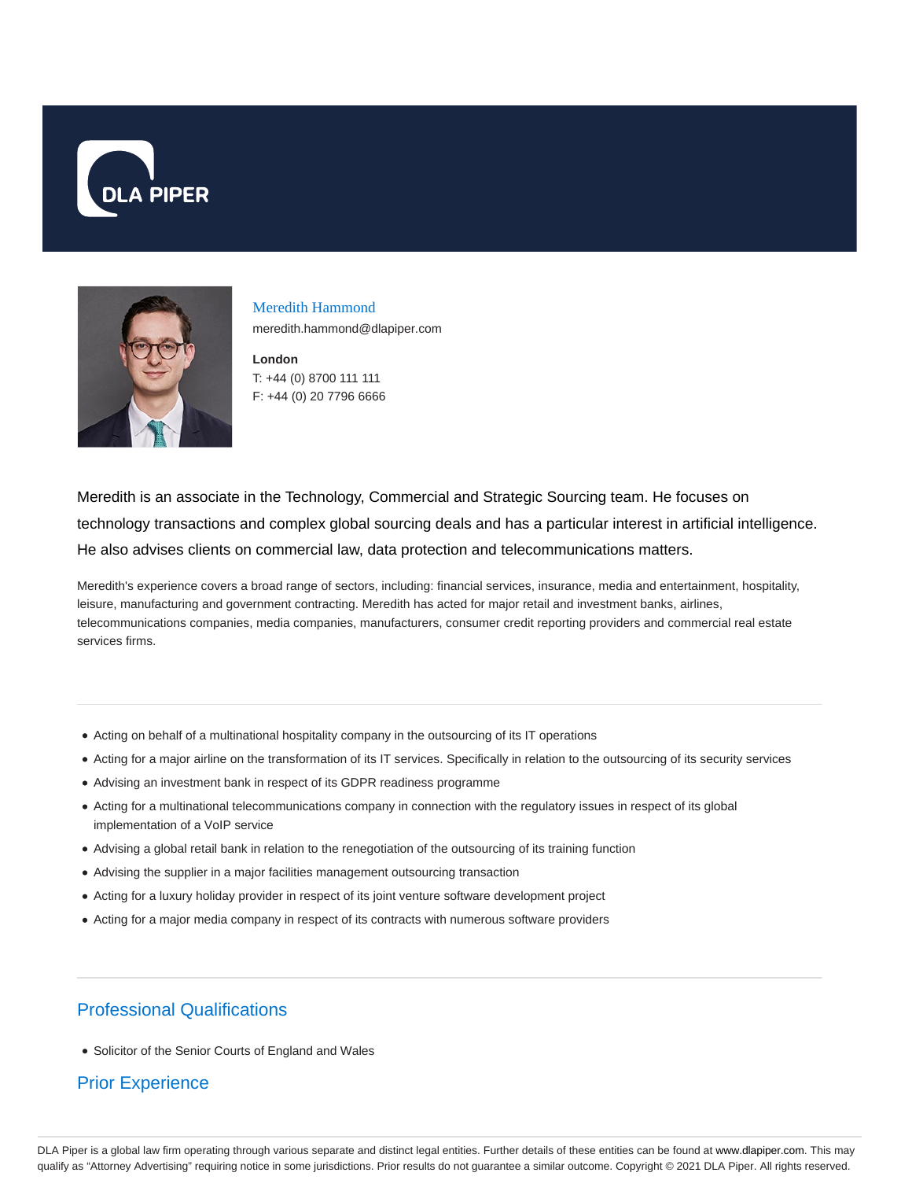Meredith Hammond

meredith.hammond@dlapiper.com

**London**

T: +44 (0) 8700 111 111

F: +44 (0) 20 7796 6666

Meredith is an associate in the Technology, Commercial and Strategic Sourcing team. He focuses on technology transactions and complex global sourcing deals and has a particular interest in artificial intelligence. He also advises clients on commercial law, data protection and telecommunications matters.

Meredith's experience covers a broad range of sectors, including: financial services, insurance, media and entertainment, hospitality, leisure, manufacturing and government contracting. Meredith has acted for major retail and investment banks, airlines, telecommunications companies, media companies, manufacturers, consumer credit reporting providers and commercial real estate services firms.

- Acting on behalf of a multinational hospitality company in the outsourcing of its IT operations
- Acting for a major airline on the transformation of its IT services. Specifically in relation to the outsourcing of its security services
- Advising an investment bank in respect of its GDPR readiness programme
- Acting for a multinational telecommunications company in connection with the regulatory issues in respect of its global implementation of a VoIP service
- Advising a global retail bank in relation to the renegotiation of the outsourcing of its training function
- Advising the supplier in a major facilities management outsourcing transaction
- Acting for a luxury holiday provider in respect of its joint venture software development project
- Acting for a major media company in respect of its contracts with numerous software providers

## Professional Qualifications

- Solicitor of the Senior Courts of England and Wales

## Prior Experience

DLA Piper is a global law firm operating through various separate and distinct legal entities. Further details of these entities can be found at www.dlapiper.com. This may qualify as "Attorney Advertising" requiring notice in some jurisdictions. Prior results do not guarantee a similar outcome. Copyright © 2021 DLA Piper. All rights reserved.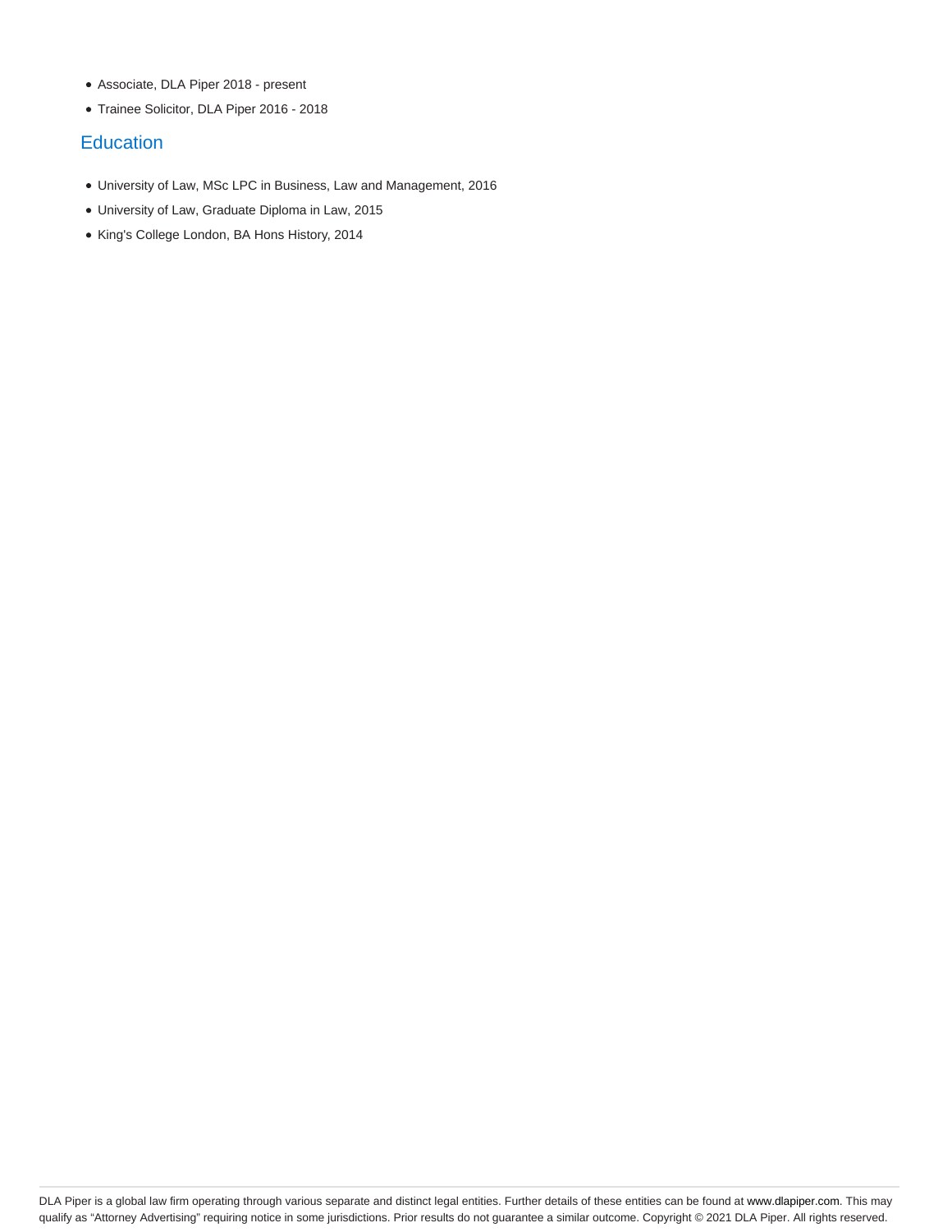- Associate, DLA Piper 2018 - present
- Trainee Solicitor, DLA Piper 2016 - 2018

## Education

- University of Law, MSc LPC in Business, Law and Management, 2016
- University of Law, Graduate Diploma in Law, 2015
- King's College London, BA Hons History, 2014

DLA Piper is a global law firm operating through various separate and distinct legal entities. Further details of these entities can be found at www.dlapiper.com. This may qualify as "Attorney Advertising" requiring notice in some jurisdictions. Prior results do not guarantee a similar outcome. Copyright © 2021 DLA Piper. All rights reserved.